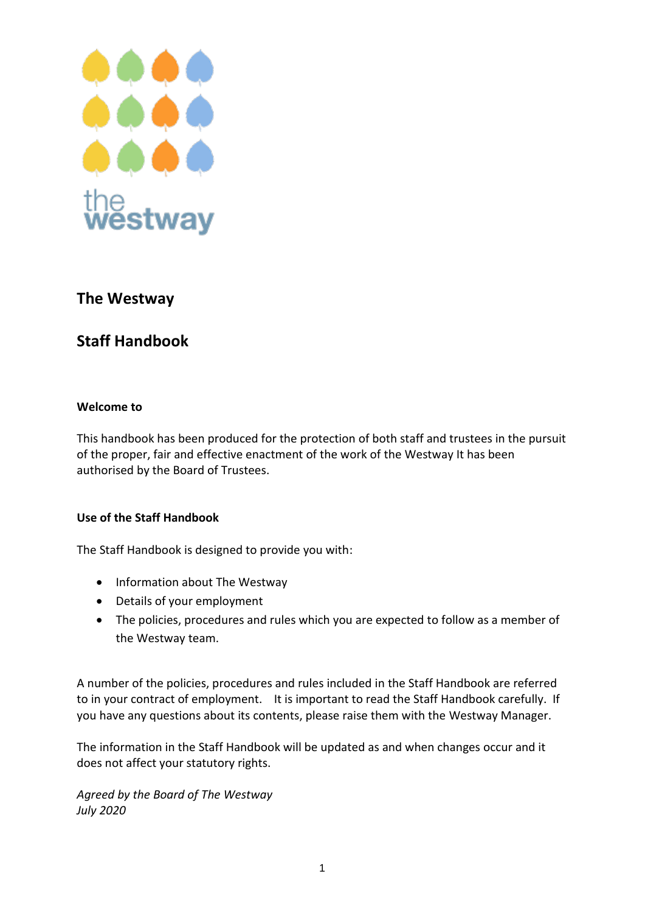# The Westway

## Staff Handbook

**Welcome to**

This handbook has been produced for the protection of both staff and trustees in the pursuit of the proper, fair and effective enactment of the work of the Westway It has been authorised by the Board of Trustees.

**Use of the Staff Handbook**

The Staff Handbook is designed to provide you with:

- Information about The Westway
- Details of your employment
- The policies, procedures and rules which you are expected to follow as a member of the Westway team.

A number of the policies, procedures and rules included in the Staff Handbook are referred to in your contract of employment. It is important to read the Staff Handbook carefully. If you have any questions about its contents, please raise them with the Westway Manager.

The information in the Staff Handbook will be updated as and when changes occur and it does not affect your statutory rights.

*Agreed by the Board of The Westway*
*July 2020*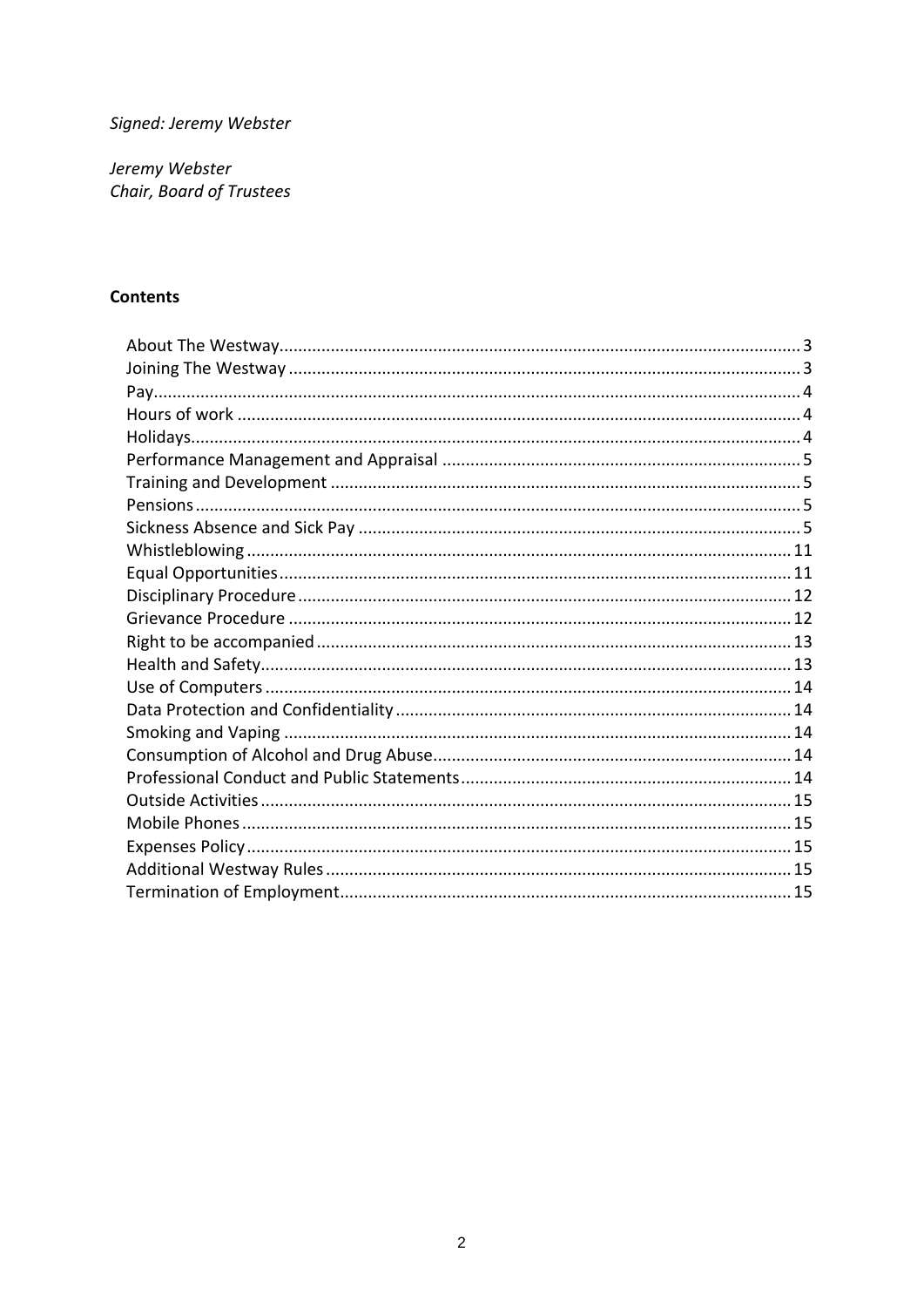*Signed: Jeremy Webster*

*Jeremy Webster*
*Chair, Board of Trustees*

**Contents**

About The Westway ... 3
Joining The Westway ... 3
Pay ... 4
Hours of work ... 4
Holidays ... 4
Performance Management and Appraisal ... 5
Training and Development ... 5
Pensions ... 5
Sickness Absence and Sick Pay ... 5
Whistleblowing ... 11
Equal Opportunities ... 11
Disciplinary Procedure ... 12
Grievance Procedure ... 12
Right to be accompanied ... 13
Health and Safety ... 13
Use of Computers ... 14
Data Protection and Confidentiality ... 14
Smoking and Vaping ... 14
Consumption of Alcohol and Drug Abuse ... 14
Professional Conduct and Public Statements ... 14
Outside Activities ... 15
Mobile Phones ... 15
Expenses Policy ... 15
Additional Westway Rules ... 15
Termination of Employment ... 15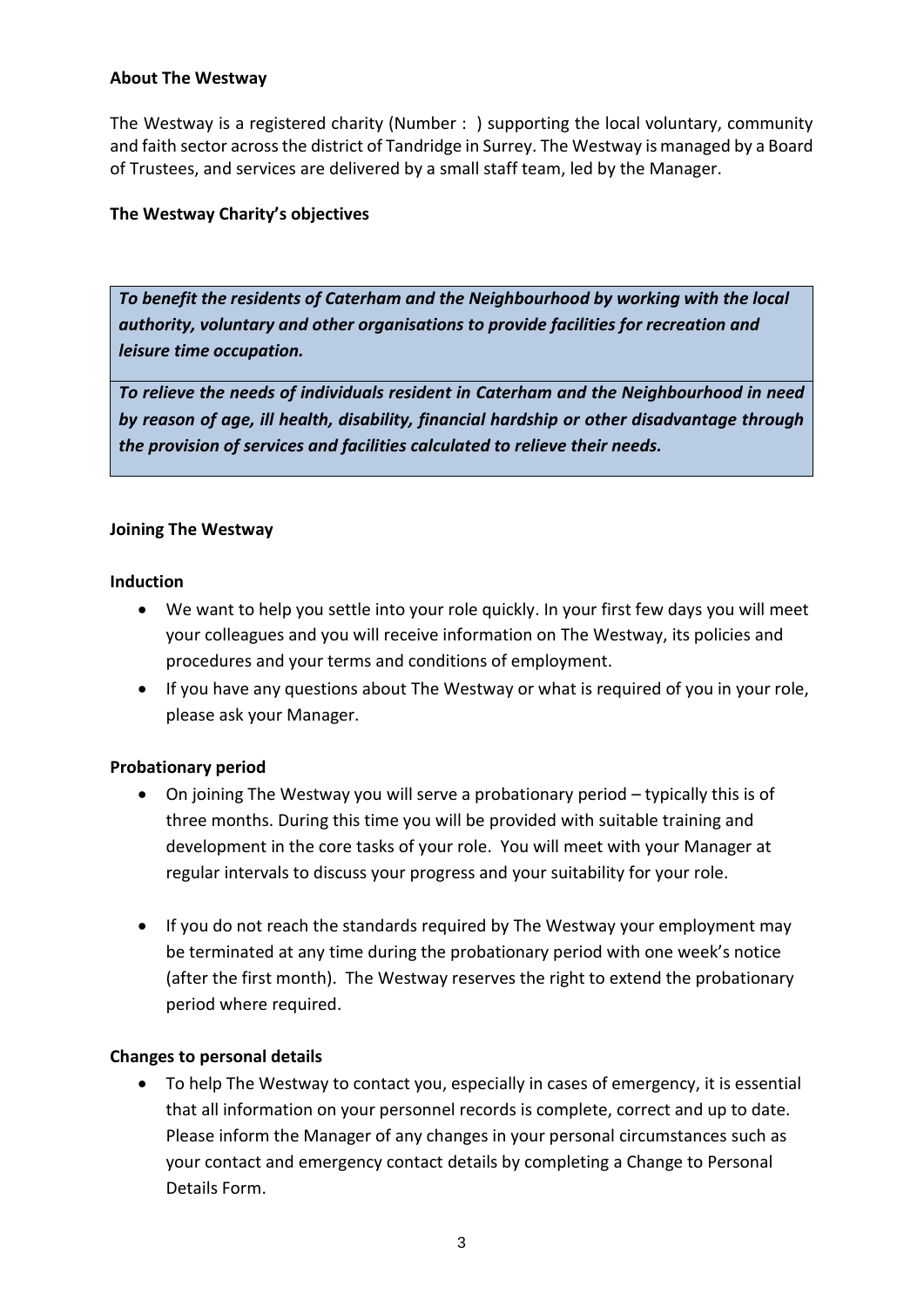**About The Westway**

The Westway is a registered charity (Number : ) supporting the local voluntary, community and faith sector across the district of Tandridge in Surrey. The Westway is managed by a Board of Trustees, and services are delivered by a small staff team, led by the Manager.

**The Westway Charity's objectives**

| |
|---|
| ***To benefit the residents of Caterham and the Neighbourhood by working with the local authority, voluntary and other organisations to provide facilities for recreation and leisure time occupation.*** |
| ***To relieve the needs of individuals resident in Caterham and the Neighbourhood in need by reason of age, ill health, disability, financial hardship or other disadvantage through the provision of services and facilities calculated to relieve their needs.*** |

**Joining The Westway**

**Induction**

- We want to help you settle into your role quickly. In your first few days you will meet your colleagues and you will receive information on The Westway, its policies and procedures and your terms and conditions of employment.
- If you have any questions about The Westway or what is required of you in your role, please ask your Manager.

**Probationary period**

- On joining The Westway you will serve a probationary period – typically this is of three months. During this time you will be provided with suitable training and development in the core tasks of your role. You will meet with your Manager at regular intervals to discuss your progress and your suitability for your role.
- If you do not reach the standards required by The Westway your employment may be terminated at any time during the probationary period with one week's notice (after the first month). The Westway reserves the right to extend the probationary period where required.

**Changes to personal details**

- To help The Westway to contact you, especially in cases of emergency, it is essential that all information on your personnel records is complete, correct and up to date. Please inform the Manager of any changes in your personal circumstances such as your contact and emergency contact details by completing a Change to Personal Details Form.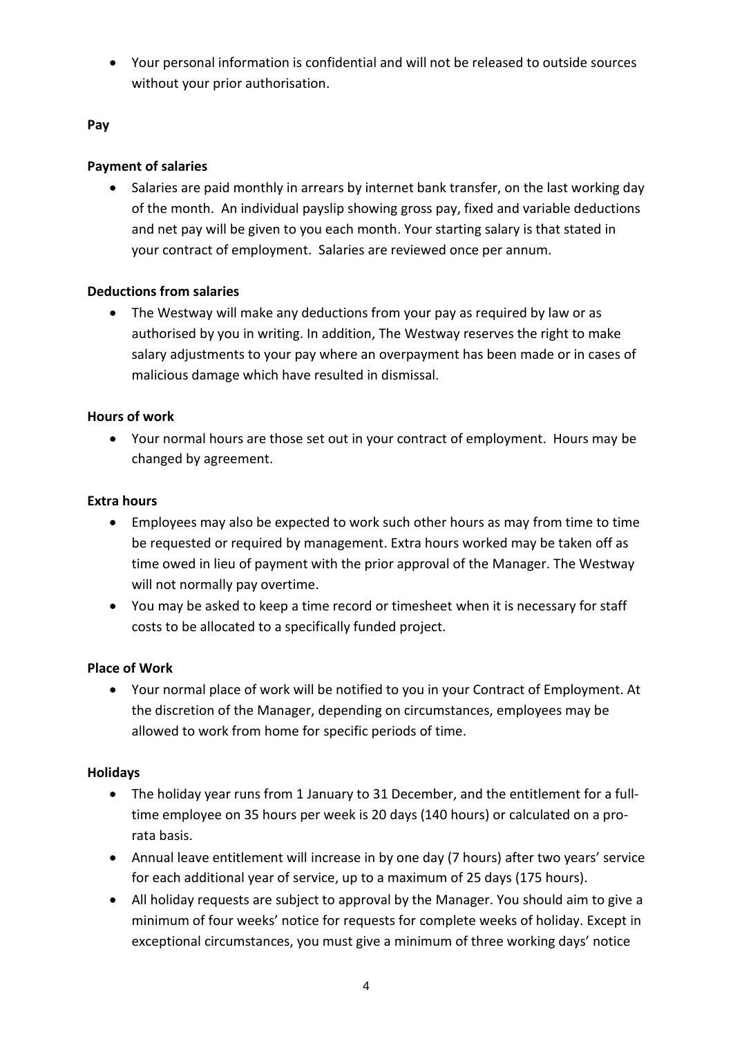- Your personal information is confidential and will not be released to outside sources without your prior authorisation.

**Pay**

**Payment of salaries**

- Salaries are paid monthly in arrears by internet bank transfer, on the last working day of the month. An individual payslip showing gross pay, fixed and variable deductions and net pay will be given to you each month. Your starting salary is that stated in your contract of employment. Salaries are reviewed once per annum.

**Deductions from salaries**

- The Westway will make any deductions from your pay as required by law or as authorised by you in writing. In addition, The Westway reserves the right to make salary adjustments to your pay where an overpayment has been made or in cases of malicious damage which have resulted in dismissal.

**Hours of work**

- Your normal hours are those set out in your contract of employment. Hours may be changed by agreement.

**Extra hours**

- Employees may also be expected to work such other hours as may from time to time be requested or required by management. Extra hours worked may be taken off as time owed in lieu of payment with the prior approval of the Manager. The Westway will not normally pay overtime.
- You may be asked to keep a time record or timesheet when it is necessary for staff costs to be allocated to a specifically funded project.

**Place of Work**

- Your normal place of work will be notified to you in your Contract of Employment. At the discretion of the Manager, depending on circumstances, employees may be allowed to work from home for specific periods of time.

**Holidays**

- The holiday year runs from 1 January to 31 December, and the entitlement for a full-time employee on 35 hours per week is 20 days (140 hours) or calculated on a pro-rata basis.
- Annual leave entitlement will increase in by one day (7 hours) after two years' service for each additional year of service, up to a maximum of 25 days (175 hours).
- All holiday requests are subject to approval by the Manager. You should aim to give a minimum of four weeks' notice for requests for complete weeks of holiday. Except in exceptional circumstances, you must give a minimum of three working days' notice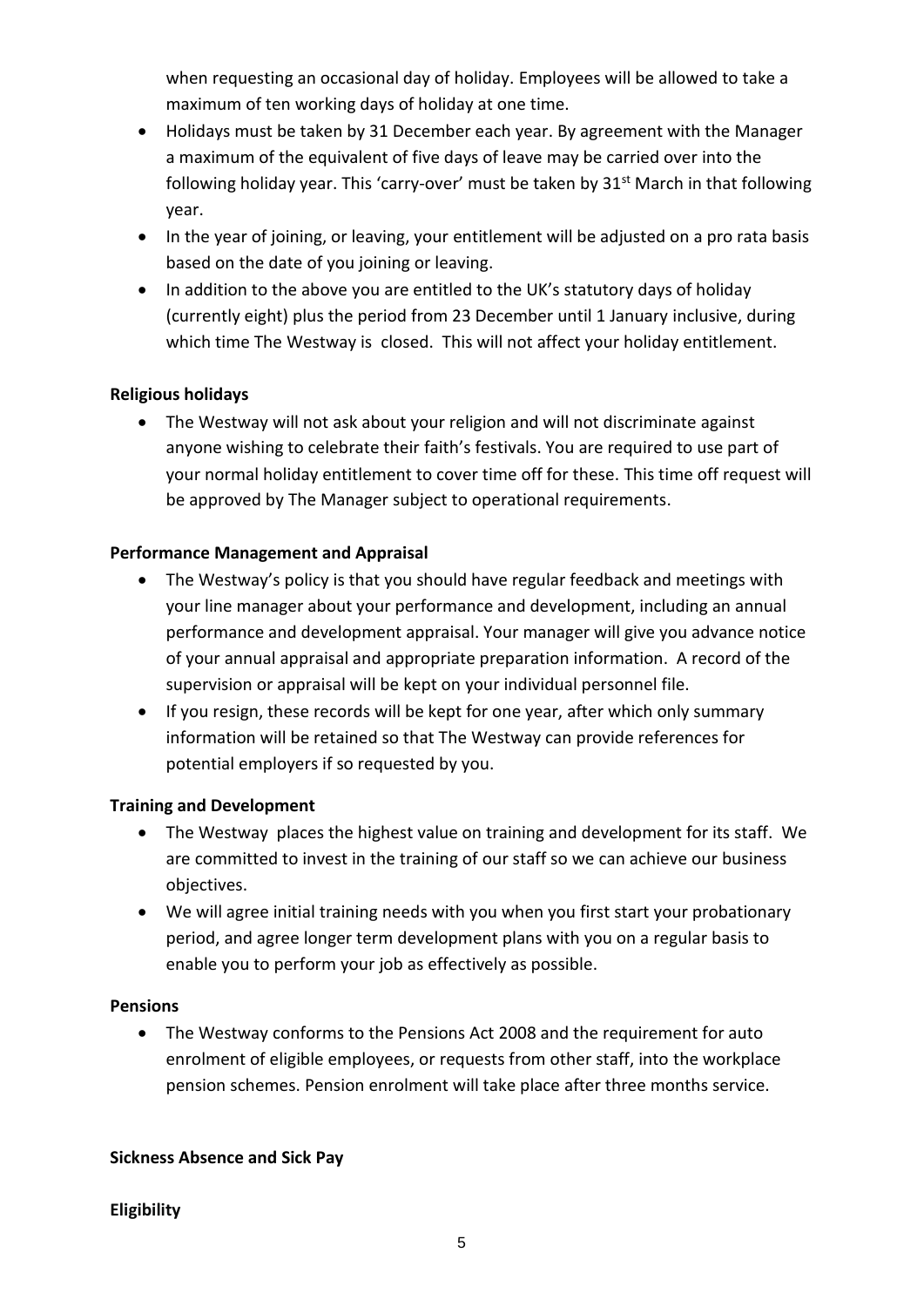when requesting an occasional day of holiday. Employees will be allowed to take a maximum of ten working days of holiday at one time.

- Holidays must be taken by 31 December each year. By agreement with the Manager a maximum of the equivalent of five days of leave may be carried over into the following holiday year. This 'carry-over' must be taken by 31st March in that following year.
- In the year of joining, or leaving, your entitlement will be adjusted on a pro rata basis based on the date of you joining or leaving.
- In addition to the above you are entitled to the UK's statutory days of holiday (currently eight) plus the period from 23 December until 1 January inclusive, during which time The Westway is closed. This will not affect your holiday entitlement.

**Religious holidays**

- The Westway will not ask about your religion and will not discriminate against anyone wishing to celebrate their faith's festivals. You are required to use part of your normal holiday entitlement to cover time off for these. This time off request will be approved by The Manager subject to operational requirements.

**Performance Management and Appraisal**

- The Westway's policy is that you should have regular feedback and meetings with your line manager about your performance and development, including an annual performance and development appraisal. Your manager will give you advance notice of your annual appraisal and appropriate preparation information. A record of the supervision or appraisal will be kept on your individual personnel file.
- If you resign, these records will be kept for one year, after which only summary information will be retained so that The Westway can provide references for potential employers if so requested by you.

**Training and Development**

- The Westway places the highest value on training and development for its staff. We are committed to invest in the training of our staff so we can achieve our business objectives.
- We will agree initial training needs with you when you first start your probationary period, and agree longer term development plans with you on a regular basis to enable you to perform your job as effectively as possible.

**Pensions**

- The Westway conforms to the Pensions Act 2008 and the requirement for auto enrolment of eligible employees, or requests from other staff, into the workplace pension schemes. Pension enrolment will take place after three months service.

**Sickness Absence and Sick Pay**

**Eligibility**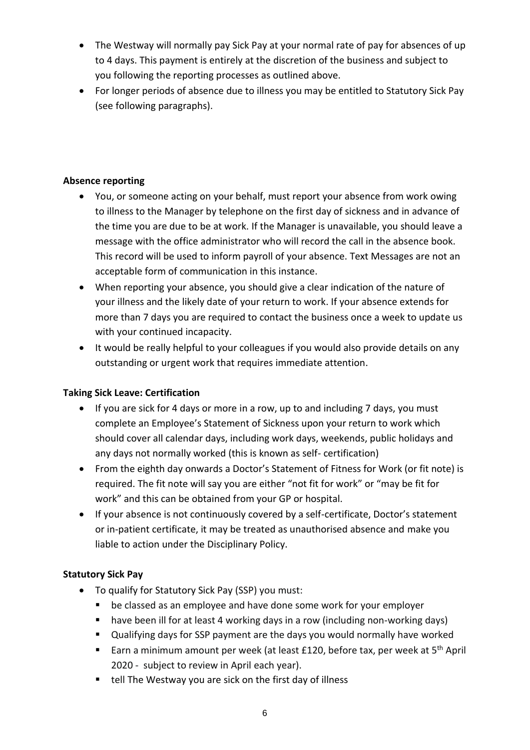- The Westway will normally pay Sick Pay at your normal rate of pay for absences of up to 4 days. This payment is entirely at the discretion of the business and subject to you following the reporting processes as outlined above.
- For longer periods of absence due to illness you may be entitled to Statutory Sick Pay (see following paragraphs).

**Absence reporting**

- You, or someone acting on your behalf, must report your absence from work owing to illness to the Manager by telephone on the first day of sickness and in advance of the time you are due to be at work. If the Manager is unavailable, you should leave a message with the office administrator who will record the call in the absence book. This record will be used to inform payroll of your absence. Text Messages are not an acceptable form of communication in this instance.
- When reporting your absence, you should give a clear indication of the nature of your illness and the likely date of your return to work. If your absence extends for more than 7 days you are required to contact the business once a week to update us with your continued incapacity.
- It would be really helpful to your colleagues if you would also provide details on any outstanding or urgent work that requires immediate attention.

**Taking Sick Leave: Certification**

- If you are sick for 4 days or more in a row, up to and including 7 days, you must complete an Employee's Statement of Sickness upon your return to work which should cover all calendar days, including work days, weekends, public holidays and any days not normally worked (this is known as self- certification)
- From the eighth day onwards a Doctor's Statement of Fitness for Work (or fit note) is required. The fit note will say you are either "not fit for work" or "may be fit for work" and this can be obtained from your GP or hospital.
- If your absence is not continuously covered by a self-certificate, Doctor's statement or in-patient certificate, it may be treated as unauthorised absence and make you liable to action under the Disciplinary Policy.

**Statutory Sick Pay**

- To qualify for Statutory Sick Pay (SSP) you must:
  - be classed as an employee and have done some work for your employer
  - have been ill for at least 4 working days in a row (including non-working days)
  - Qualifying days for SSP payment are the days you would normally have worked
  - Earn a minimum amount per week (at least £120, before tax, per week at 5th April 2020 - subject to review in April each year).
  - tell The Westway you are sick on the first day of illness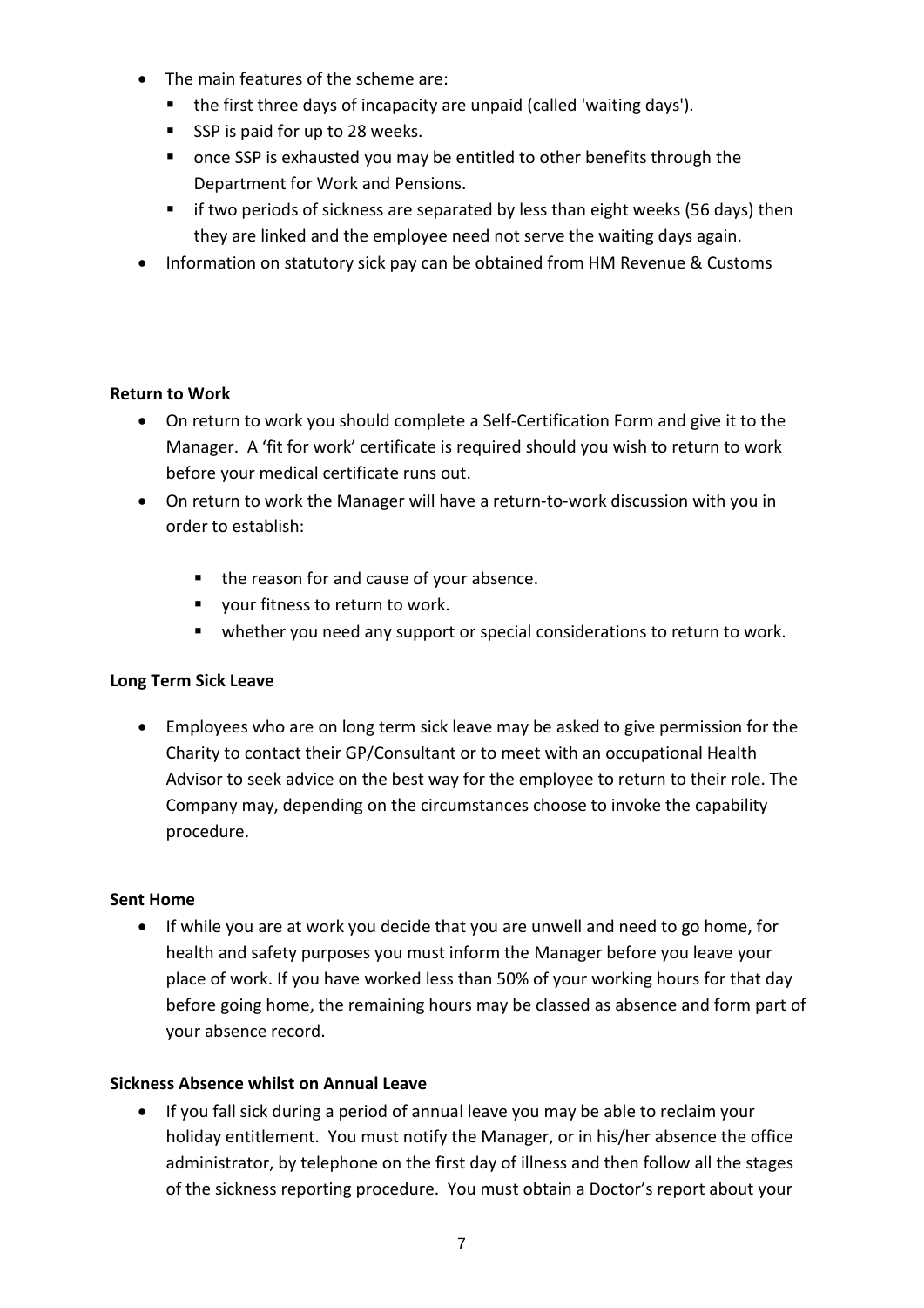- The main features of the scheme are:
  - the first three days of incapacity are unpaid (called 'waiting days').
  - SSP is paid for up to 28 weeks.
  - once SSP is exhausted you may be entitled to other benefits through the Department for Work and Pensions.
  - if two periods of sickness are separated by less than eight weeks (56 days) then they are linked and the employee need not serve the waiting days again.
- Information on statutory sick pay can be obtained from HM Revenue & Customs

**Return to Work**

- On return to work you should complete a Self-Certification Form and give it to the Manager. A 'fit for work' certificate is required should you wish to return to work before your medical certificate runs out.
- On return to work the Manager will have a return-to-work discussion with you in order to establish:
  - the reason for and cause of your absence.
  - your fitness to return to work.
  - whether you need any support or special considerations to return to work.

**Long Term Sick Leave**

- Employees who are on long term sick leave may be asked to give permission for the Charity to contact their GP/Consultant or to meet with an occupational Health Advisor to seek advice on the best way for the employee to return to their role. The Company may, depending on the circumstances choose to invoke the capability procedure.

**Sent Home**

- If while you are at work you decide that you are unwell and need to go home, for health and safety purposes you must inform the Manager before you leave your place of work. If you have worked less than 50% of your working hours for that day before going home, the remaining hours may be classed as absence and form part of your absence record.

**Sickness Absence whilst on Annual Leave**

- If you fall sick during a period of annual leave you may be able to reclaim your holiday entitlement. You must notify the Manager, or in his/her absence the office administrator, by telephone on the first day of illness and then follow all the stages of the sickness reporting procedure. You must obtain a Doctor's report about your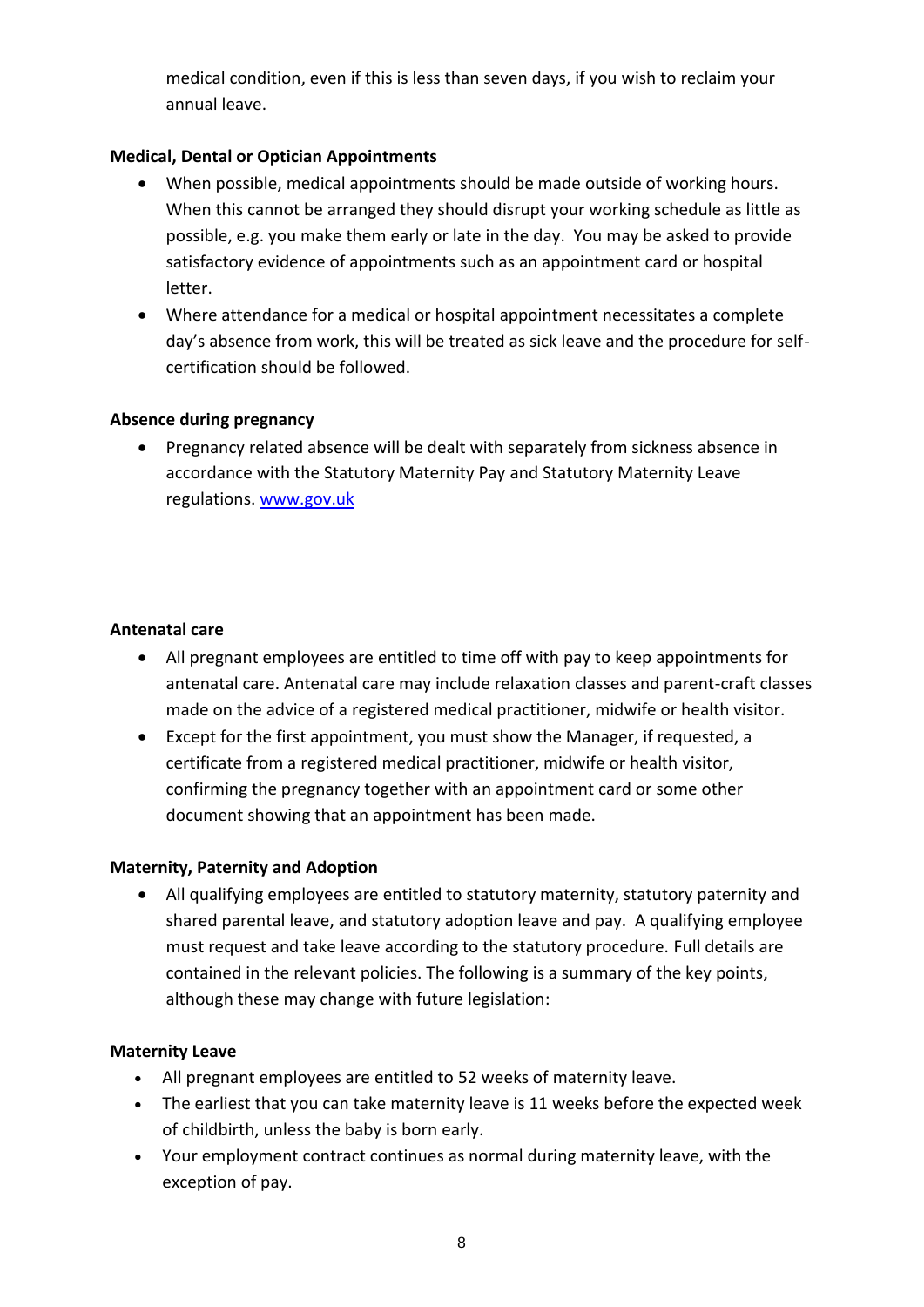medical condition, even if this is less than seven days, if you wish to reclaim your annual leave.

**Medical, Dental or Optician Appointments**

- When possible, medical appointments should be made outside of working hours. When this cannot be arranged they should disrupt your working schedule as little as possible, e.g. you make them early or late in the day. You may be asked to provide satisfactory evidence of appointments such as an appointment card or hospital letter.
- Where attendance for a medical or hospital appointment necessitates a complete day's absence from work, this will be treated as sick leave and the procedure for self-certification should be followed.

**Absence during pregnancy**

- Pregnancy related absence will be dealt with separately from sickness absence in accordance with the Statutory Maternity Pay and Statutory Maternity Leave regulations. [www.gov.uk](http://www.gov.uk)

**Antenatal care**

- All pregnant employees are entitled to time off with pay to keep appointments for antenatal care. Antenatal care may include relaxation classes and parent-craft classes made on the advice of a registered medical practitioner, midwife or health visitor.
- Except for the first appointment, you must show the Manager, if requested, a certificate from a registered medical practitioner, midwife or health visitor, confirming the pregnancy together with an appointment card or some other document showing that an appointment has been made.

**Maternity, Paternity and Adoption**

- All qualifying employees are entitled to statutory maternity, statutory paternity and shared parental leave, and statutory adoption leave and pay. A qualifying employee must request and take leave according to the statutory procedure. Full details are contained in the relevant policies. The following is a summary of the key points, although these may change with future legislation:

**Maternity Leave**

- All pregnant employees are entitled to 52 weeks of maternity leave.
- The earliest that you can take maternity leave is 11 weeks before the expected week of childbirth, unless the baby is born early.
- Your employment contract continues as normal during maternity leave, with the exception of pay.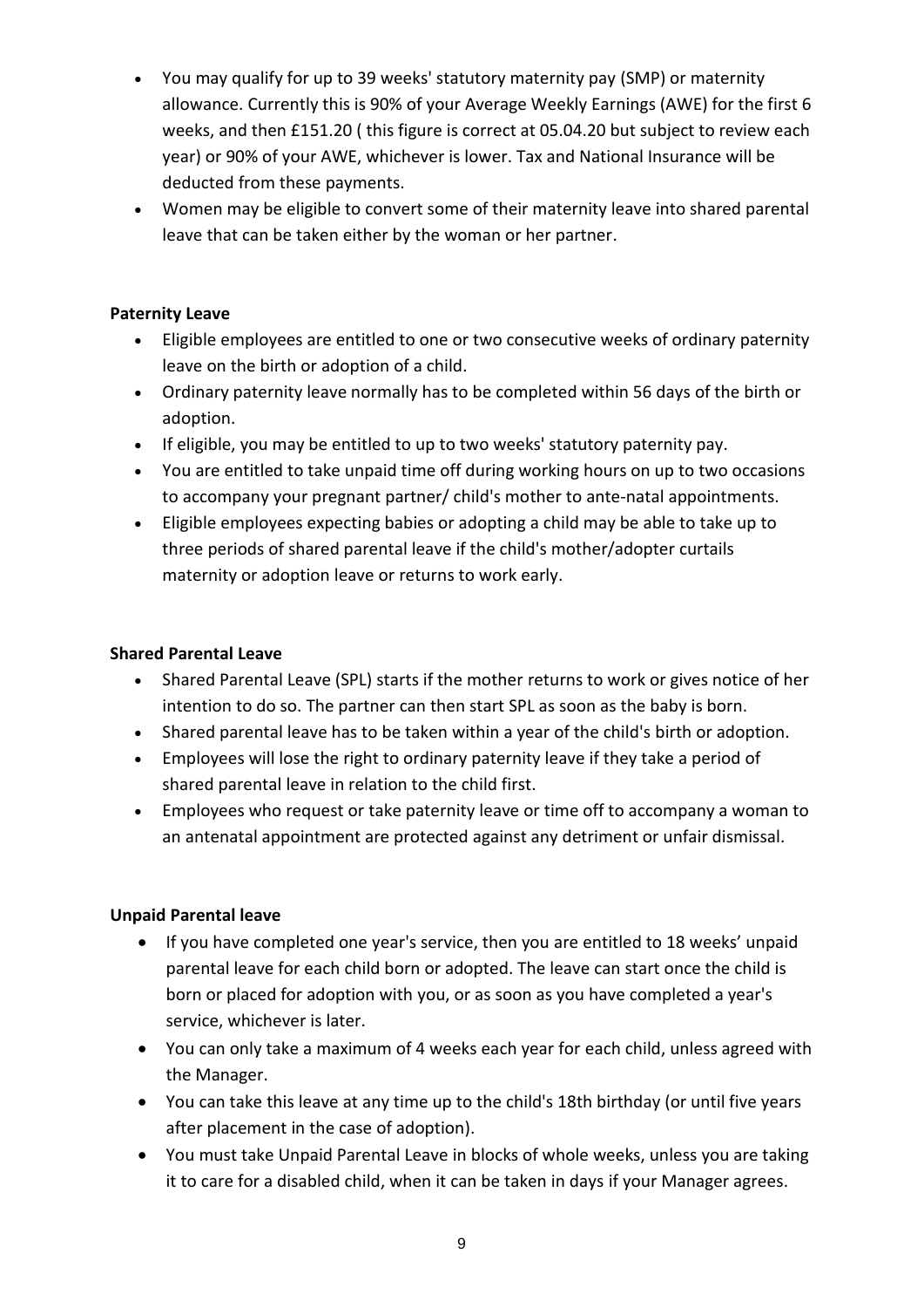- You may qualify for up to 39 weeks' statutory maternity pay (SMP) or maternity allowance. Currently this is 90% of your Average Weekly Earnings (AWE) for the first 6 weeks, and then £151.20 ( this figure is correct at 05.04.20 but subject to review each year) or 90% of your AWE, whichever is lower. Tax and National Insurance will be deducted from these payments.
- Women may be eligible to convert some of their maternity leave into shared parental leave that can be taken either by the woman or her partner.

**Paternity Leave**

- Eligible employees are entitled to one or two consecutive weeks of ordinary paternity leave on the birth or adoption of a child.
- Ordinary paternity leave normally has to be completed within 56 days of the birth or adoption.
- If eligible, you may be entitled to up to two weeks' statutory paternity pay.
- You are entitled to take unpaid time off during working hours on up to two occasions to accompany your pregnant partner/ child's mother to ante-natal appointments.
- Eligible employees expecting babies or adopting a child may be able to take up to three periods of shared parental leave if the child's mother/adopter curtails maternity or adoption leave or returns to work early.

**Shared Parental Leave**

- Shared Parental Leave (SPL) starts if the mother returns to work or gives notice of her intention to do so. The partner can then start SPL as soon as the baby is born.
- Shared parental leave has to be taken within a year of the child's birth or adoption.
- Employees will lose the right to ordinary paternity leave if they take a period of shared parental leave in relation to the child first.
- Employees who request or take paternity leave or time off to accompany a woman to an antenatal appointment are protected against any detriment or unfair dismissal.

**Unpaid Parental leave**

- If you have completed one year's service, then you are entitled to 18 weeks' unpaid parental leave for each child born or adopted. The leave can start once the child is born or placed for adoption with you, or as soon as you have completed a year's service, whichever is later.
- You can only take a maximum of 4 weeks each year for each child, unless agreed with the Manager.
- You can take this leave at any time up to the child's 18th birthday (or until five years after placement in the case of adoption).
- You must take Unpaid Parental Leave in blocks of whole weeks, unless you are taking it to care for a disabled child, when it can be taken in days if your Manager agrees.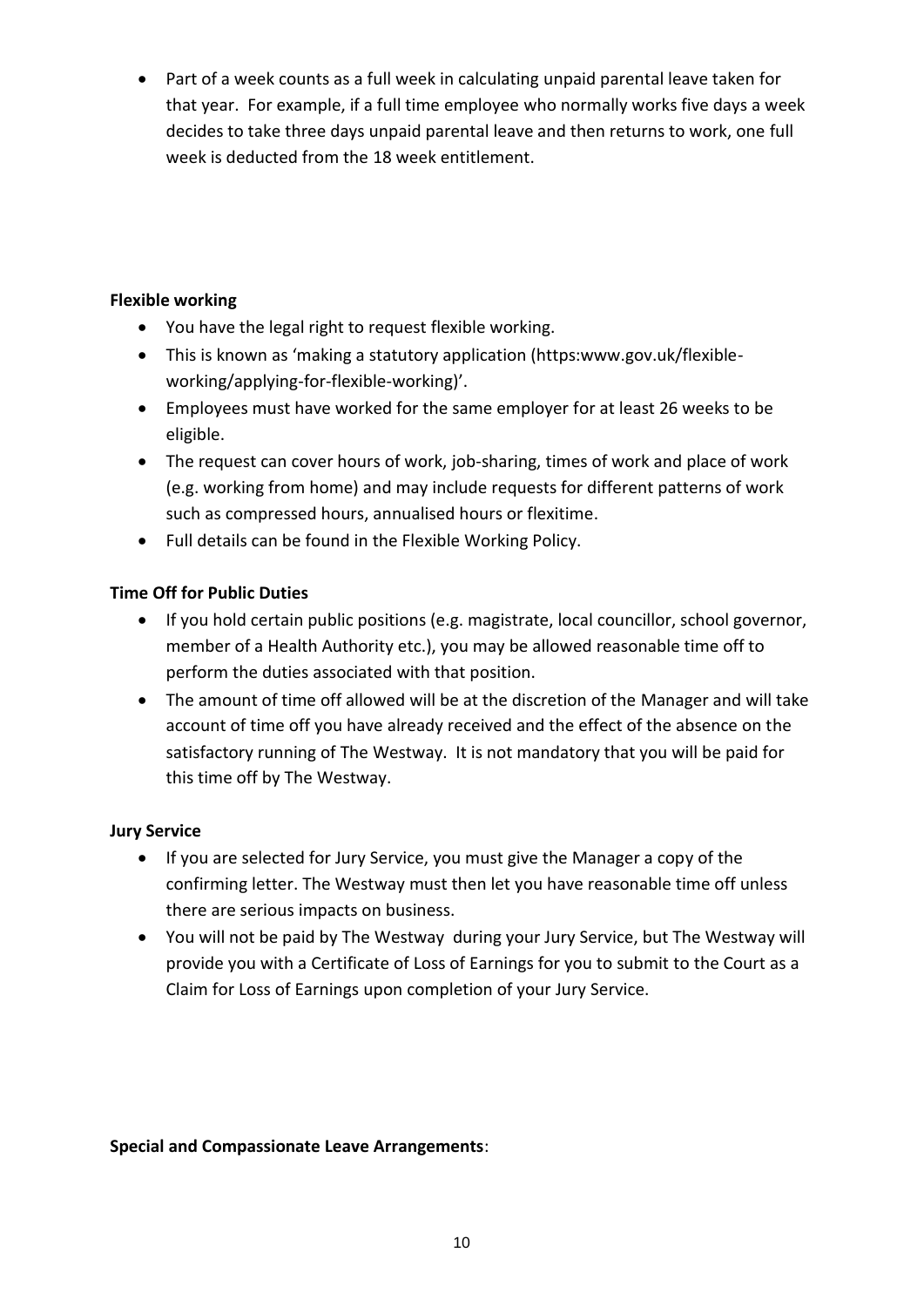- Part of a week counts as a full week in calculating unpaid parental leave taken for that year. For example, if a full time employee who normally works five days a week decides to take three days unpaid parental leave and then returns to work, one full week is deducted from the 18 week entitlement.

**Flexible working**

- You have the legal right to request flexible working.
- This is known as 'making a statutory application (https:www.gov.uk/flexible-working/applying-for-flexible-working)'.
- Employees must have worked for the same employer for at least 26 weeks to be eligible.
- The request can cover hours of work, job-sharing, times of work and place of work (e.g. working from home) and may include requests for different patterns of work such as compressed hours, annualised hours or flexitime.
- Full details can be found in the Flexible Working Policy.

**Time Off for Public Duties**

- If you hold certain public positions (e.g. magistrate, local councillor, school governor, member of a Health Authority etc.), you may be allowed reasonable time off to perform the duties associated with that position.
- The amount of time off allowed will be at the discretion of the Manager and will take account of time off you have already received and the effect of the absence on the satisfactory running of The Westway. It is not mandatory that you will be paid for this time off by The Westway.

**Jury Service**

- If you are selected for Jury Service, you must give the Manager a copy of the confirming letter. The Westway must then let you have reasonable time off unless there are serious impacts on business.
- You will not be paid by The Westway during your Jury Service, but The Westway will provide you with a Certificate of Loss of Earnings for you to submit to the Court as a Claim for Loss of Earnings upon completion of your Jury Service.

**Special and Compassionate Leave Arrangements**: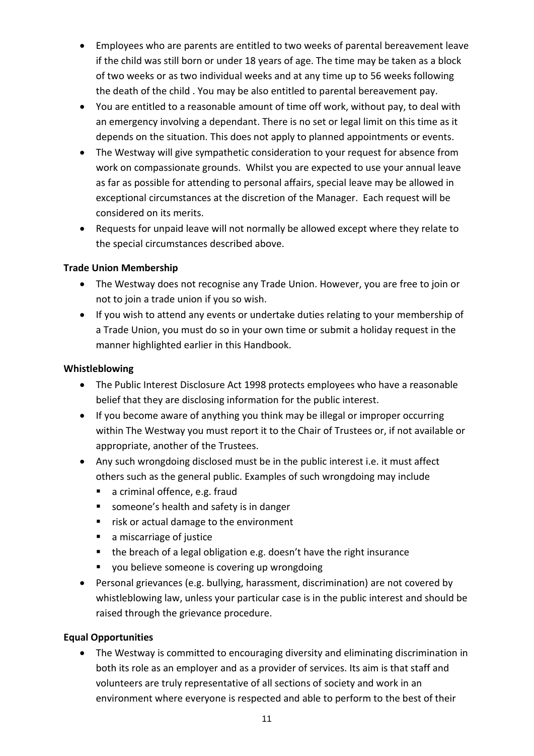- Employees who are parents are entitled to two weeks of parental bereavement leave if the child was still born or under 18 years of age. The time may be taken as a block of two weeks or as two individual weeks and at any time up to 56 weeks following the death of the child . You may be also entitled to parental bereavement pay.
- You are entitled to a reasonable amount of time off work, without pay, to deal with an emergency involving a dependant. There is no set or legal limit on this time as it depends on the situation. This does not apply to planned appointments or events.
- The Westway will give sympathetic consideration to your request for absence from work on compassionate grounds. Whilst you are expected to use your annual leave as far as possible for attending to personal affairs, special leave may be allowed in exceptional circumstances at the discretion of the Manager. Each request will be considered on its merits.
- Requests for unpaid leave will not normally be allowed except where they relate to the special circumstances described above.

**Trade Union Membership**

- The Westway does not recognise any Trade Union. However, you are free to join or not to join a trade union if you so wish.
- If you wish to attend any events or undertake duties relating to your membership of a Trade Union, you must do so in your own time or submit a holiday request in the manner highlighted earlier in this Handbook.

**Whistleblowing**

- The Public Interest Disclosure Act 1998 protects employees who have a reasonable belief that they are disclosing information for the public interest.
- If you become aware of anything you think may be illegal or improper occurring within The Westway you must report it to the Chair of Trustees or, if not available or appropriate, another of the Trustees.
- Any such wrongdoing disclosed must be in the public interest i.e. it must affect others such as the general public. Examples of such wrongdoing may include
  - a criminal offence, e.g. fraud
  - someone's health and safety is in danger
  - risk or actual damage to the environment
  - a miscarriage of justice
  - the breach of a legal obligation e.g. doesn't have the right insurance
  - you believe someone is covering up wrongdoing
- Personal grievances (e.g. bullying, harassment, discrimination) are not covered by whistleblowing law, unless your particular case is in the public interest and should be raised through the grievance procedure.

**Equal Opportunities**

- The Westway is committed to encouraging diversity and eliminating discrimination in both its role as an employer and as a provider of services. Its aim is that staff and volunteers are truly representative of all sections of society and work in an environment where everyone is respected and able to perform to the best of their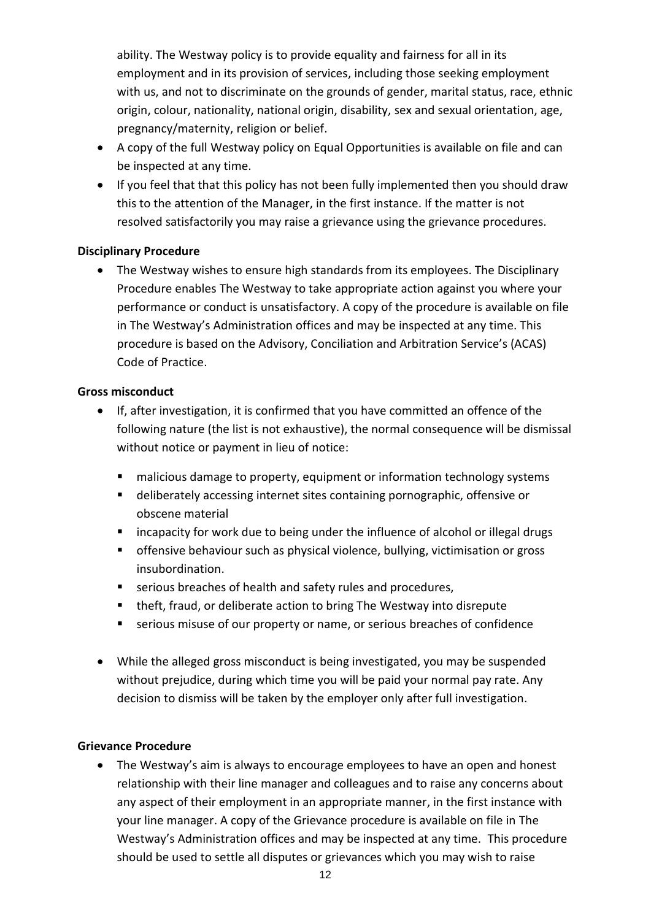ability. The Westway policy is to provide equality and fairness for all in its employment and in its provision of services, including those seeking employment with us, and not to discriminate on the grounds of gender, marital status, race, ethnic origin, colour, nationality, national origin, disability, sex and sexual orientation, age, pregnancy/maternity, religion or belief.

- A copy of the full Westway policy on Equal Opportunities is available on file and can be inspected at any time.
- If you feel that that this policy has not been fully implemented then you should draw this to the attention of the Manager, in the first instance. If the matter is not resolved satisfactorily you may raise a grievance using the grievance procedures.

**Disciplinary Procedure**

- The Westway wishes to ensure high standards from its employees. The Disciplinary Procedure enables The Westway to take appropriate action against you where your performance or conduct is unsatisfactory. A copy of the procedure is available on file in The Westway's Administration offices and may be inspected at any time. This procedure is based on the Advisory, Conciliation and Arbitration Service's (ACAS) Code of Practice.

**Gross misconduct**

- If, after investigation, it is confirmed that you have committed an offence of the following nature (the list is not exhaustive), the normal consequence will be dismissal without notice or payment in lieu of notice:
    - malicious damage to property, equipment or information technology systems
    - deliberately accessing internet sites containing pornographic, offensive or obscene material
    - incapacity for work due to being under the influence of alcohol or illegal drugs
    - offensive behaviour such as physical violence, bullying, victimisation or gross insubordination.
    - serious breaches of health and safety rules and procedures,
    - theft, fraud, or deliberate action to bring The Westway into disrepute
    - serious misuse of our property or name, or serious breaches of confidence
- While the alleged gross misconduct is being investigated, you may be suspended without prejudice, during which time you will be paid your normal pay rate. Any decision to dismiss will be taken by the employer only after full investigation.

**Grievance Procedure**

- The Westway's aim is always to encourage employees to have an open and honest relationship with their line manager and colleagues and to raise any concerns about any aspect of their employment in an appropriate manner, in the first instance with your line manager. A copy of the Grievance procedure is available on file in The Westway's Administration offices and may be inspected at any time. This procedure should be used to settle all disputes or grievances which you may wish to raise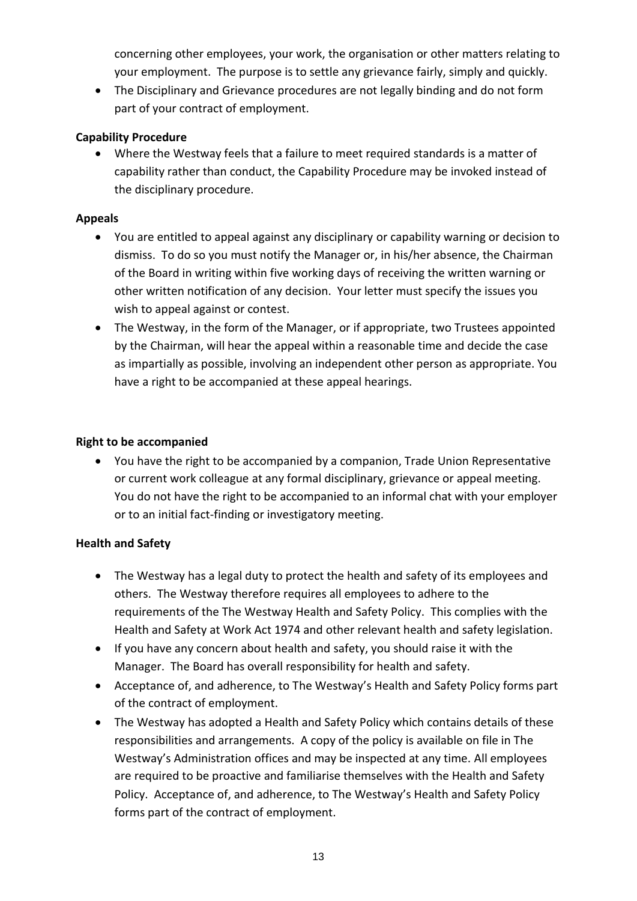concerning other employees, your work, the organisation or other matters relating to your employment. The purpose is to settle any grievance fairly, simply and quickly.

- The Disciplinary and Grievance procedures are not legally binding and do not form part of your contract of employment.

**Capability Procedure**

- Where the Westway feels that a failure to meet required standards is a matter of capability rather than conduct, the Capability Procedure may be invoked instead of the disciplinary procedure.

**Appeals**

- You are entitled to appeal against any disciplinary or capability warning or decision to dismiss. To do so you must notify the Manager or, in his/her absence, the Chairman of the Board in writing within five working days of receiving the written warning or other written notification of any decision. Your letter must specify the issues you wish to appeal against or contest.
- The Westway, in the form of the Manager, or if appropriate, two Trustees appointed by the Chairman, will hear the appeal within a reasonable time and decide the case as impartially as possible, involving an independent other person as appropriate. You have a right to be accompanied at these appeal hearings.

**Right to be accompanied**

- You have the right to be accompanied by a companion, Trade Union Representative or current work colleague at any formal disciplinary, grievance or appeal meeting. You do not have the right to be accompanied to an informal chat with your employer or to an initial fact-finding or investigatory meeting.

**Health and Safety**

- The Westway has a legal duty to protect the health and safety of its employees and others. The Westway therefore requires all employees to adhere to the requirements of the The Westway Health and Safety Policy. This complies with the Health and Safety at Work Act 1974 and other relevant health and safety legislation.
- If you have any concern about health and safety, you should raise it with the Manager. The Board has overall responsibility for health and safety.
- Acceptance of, and adherence, to The Westway's Health and Safety Policy forms part of the contract of employment.
- The Westway has adopted a Health and Safety Policy which contains details of these responsibilities and arrangements. A copy of the policy is available on file in The Westway's Administration offices and may be inspected at any time. All employees are required to be proactive and familiarise themselves with the Health and Safety Policy. Acceptance of, and adherence, to The Westway's Health and Safety Policy forms part of the contract of employment.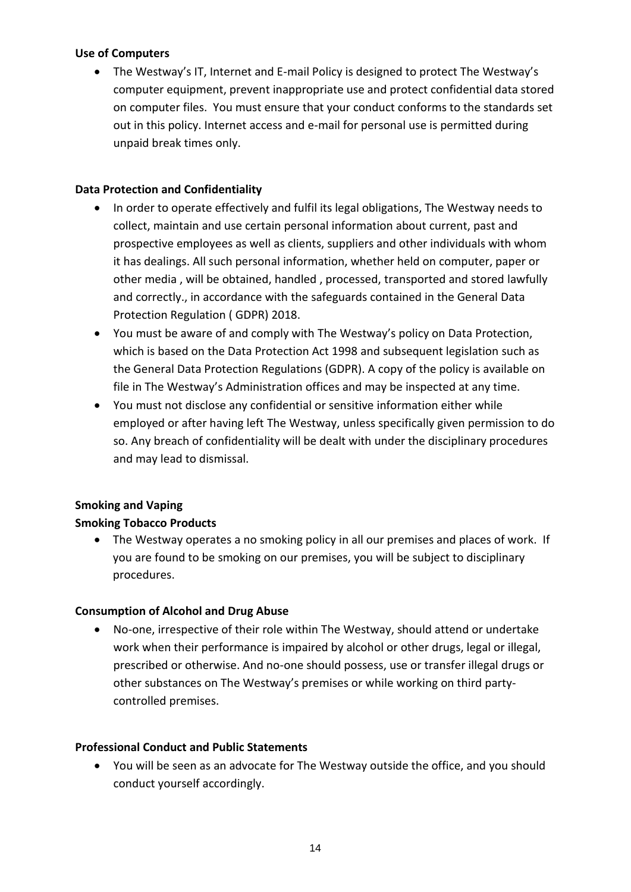**Use of Computers**

- The Westway's IT, Internet and E-mail Policy is designed to protect The Westway's computer equipment, prevent inappropriate use and protect confidential data stored on computer files. You must ensure that your conduct conforms to the standards set out in this policy. Internet access and e-mail for personal use is permitted during unpaid break times only.

**Data Protection and Confidentiality**

- In order to operate effectively and fulfil its legal obligations, The Westway needs to collect, maintain and use certain personal information about current, past and prospective employees as well as clients, suppliers and other individuals with whom it has dealings. All such personal information, whether held on computer, paper or other media , will be obtained, handled , processed, transported and stored lawfully and correctly., in accordance with the safeguards contained in the General Data Protection Regulation ( GDPR) 2018.
- You must be aware of and comply with The Westway's policy on Data Protection, which is based on the Data Protection Act 1998 and subsequent legislation such as the General Data Protection Regulations (GDPR). A copy of the policy is available on file in The Westway's Administration offices and may be inspected at any time.
- You must not disclose any confidential or sensitive information either while employed or after having left The Westway, unless specifically given permission to do so. Any breach of confidentiality will be dealt with under the disciplinary procedures and may lead to dismissal.

**Smoking and Vaping**

**Smoking Tobacco Products**

- The Westway operates a no smoking policy in all our premises and places of work. If you are found to be smoking on our premises, you will be subject to disciplinary procedures.

**Consumption of Alcohol and Drug Abuse**

- No-one, irrespective of their role within The Westway, should attend or undertake work when their performance is impaired by alcohol or other drugs, legal or illegal, prescribed or otherwise. And no-one should possess, use or transfer illegal drugs or other substances on The Westway's premises or while working on third party-controlled premises.

**Professional Conduct and Public Statements**

- You will be seen as an advocate for The Westway outside the office, and you should conduct yourself accordingly.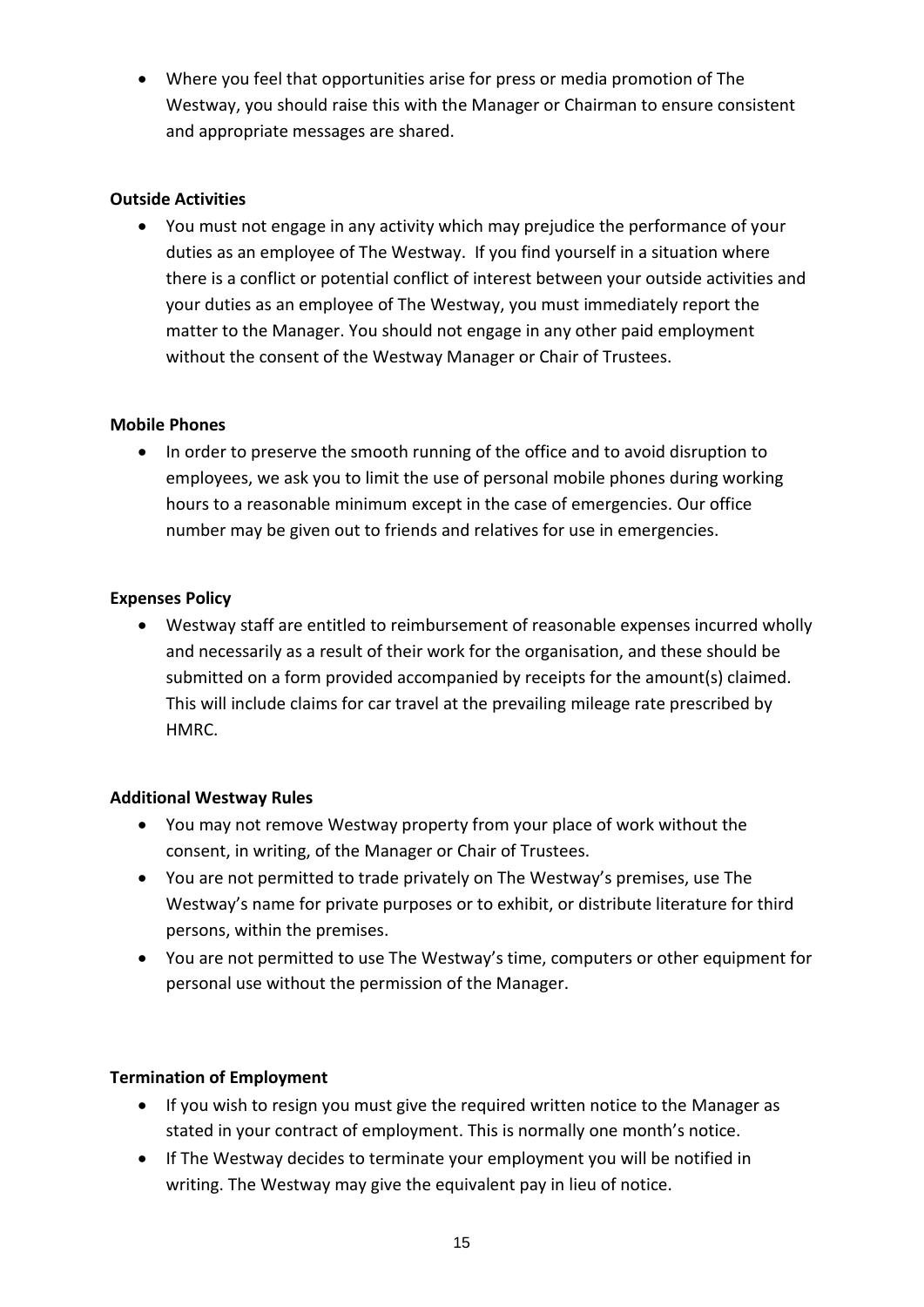- Where you feel that opportunities arise for press or media promotion of The Westway, you should raise this with the Manager or Chairman to ensure consistent and appropriate messages are shared.

**Outside Activities**

- You must not engage in any activity which may prejudice the performance of your duties as an employee of The Westway. If you find yourself in a situation where there is a conflict or potential conflict of interest between your outside activities and your duties as an employee of The Westway, you must immediately report the matter to the Manager. You should not engage in any other paid employment without the consent of the Westway Manager or Chair of Trustees.

**Mobile Phones**

- In order to preserve the smooth running of the office and to avoid disruption to employees, we ask you to limit the use of personal mobile phones during working hours to a reasonable minimum except in the case of emergencies. Our office number may be given out to friends and relatives for use in emergencies.

**Expenses Policy**

- Westway staff are entitled to reimbursement of reasonable expenses incurred wholly and necessarily as a result of their work for the organisation, and these should be submitted on a form provided accompanied by receipts for the amount(s) claimed. This will include claims for car travel at the prevailing mileage rate prescribed by HMRC.

**Additional Westway Rules**

- You may not remove Westway property from your place of work without the consent, in writing, of the Manager or Chair of Trustees.
- You are not permitted to trade privately on The Westway's premises, use The Westway's name for private purposes or to exhibit, or distribute literature for third persons, within the premises.
- You are not permitted to use The Westway's time, computers or other equipment for personal use without the permission of the Manager.

**Termination of Employment**

- If you wish to resign you must give the required written notice to the Manager as stated in your contract of employment. This is normally one month's notice.
- If The Westway decides to terminate your employment you will be notified in writing. The Westway may give the equivalent pay in lieu of notice.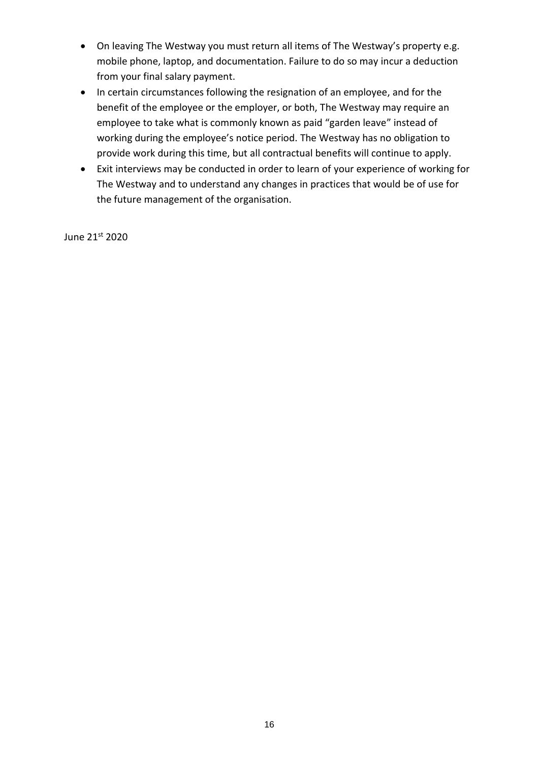- On leaving The Westway you must return all items of The Westway's property e.g. mobile phone, laptop, and documentation. Failure to do so may incur a deduction from your final salary payment.
- In certain circumstances following the resignation of an employee, and for the benefit of the employee or the employer, or both, The Westway may require an employee to take what is commonly known as paid "garden leave" instead of working during the employee's notice period. The Westway has no obligation to provide work during this time, but all contractual benefits will continue to apply.
- Exit interviews may be conducted in order to learn of your experience of working for The Westway and to understand any changes in practices that would be of use for the future management of the organisation.

June 21st 2020